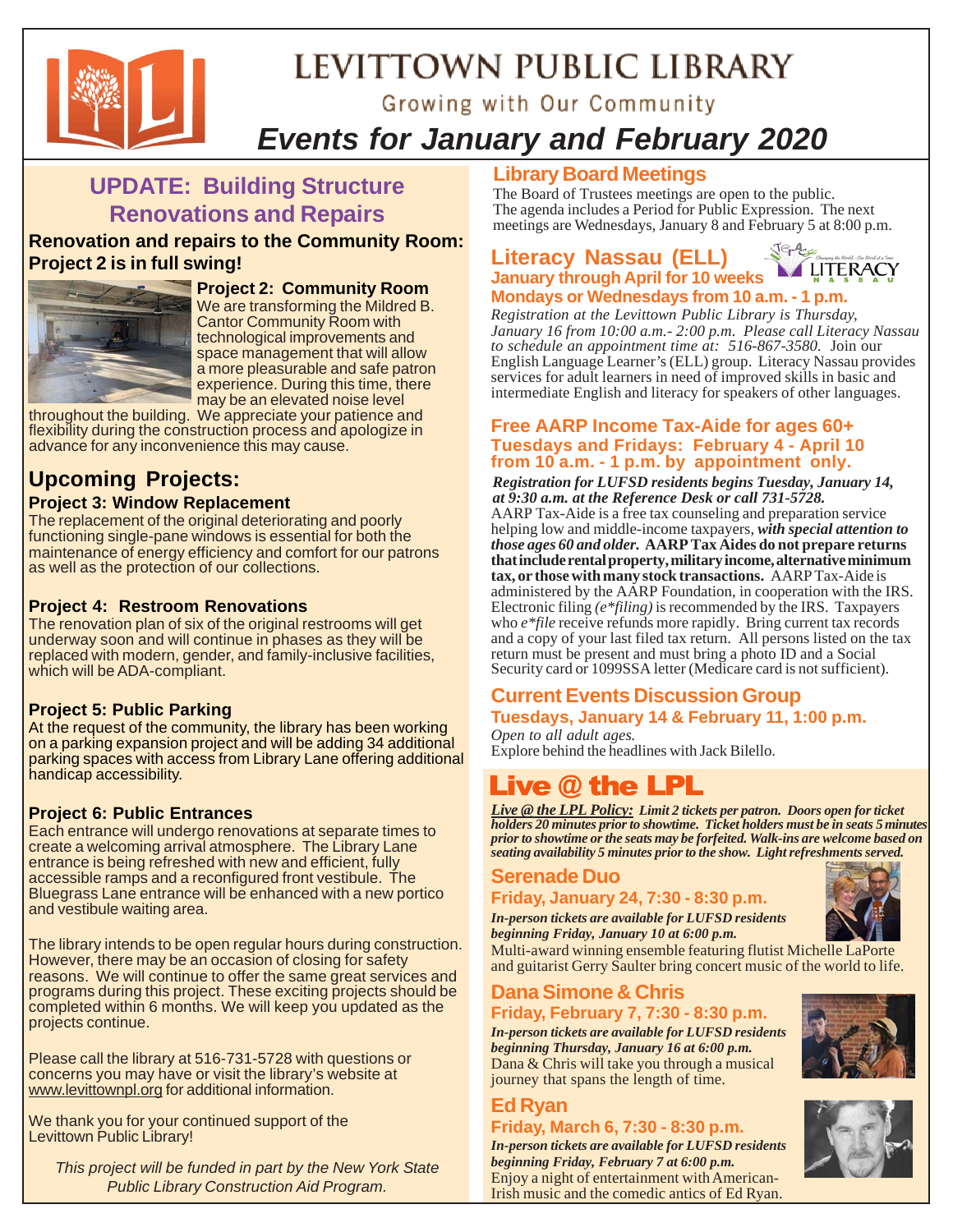# LEVITTOWN PUBLIC LIBRARY

Growing with Our Community

## *Events for January and February 2020*

## UPDATE: Building Structure Renovations and Repairs

**Renovation and repairs to the Community Room: Project 2 is in full swing!**

**Project 2: Community Room**

We are transforming the Mildred B. Cantor Community Room with technological improvements and space management that will allow a more pleasurable and safe patron experience. During this time, there may be an elevated noise level throughout the building. We appreciate your patience and flexibility during the construction process and apologize in advance for any inconvenience this may cause.

## Upcoming Projects:

**Project 3: Window Replacement**

The replacement of the original deteriorating and poorly functioning single-pane windows is essential for both the maintenance of energy efficiency and comfort for our patrons as well as the protection of our collections.

**Project 4: Restroom Renovations**

The renovation plan of six of the original restrooms will get underway soon and will continue in phases as they will be replaced with modern, gender, and family-inclusive facilities, which will be ADA-compliant.

**Project 5: Public Parking**

At the request of the community, the library has been working on a parking expansion project and will be adding 34 additional parking spaces with access from Library Lane offering additional handicap accessibility.

**Project 6: Public Entrances**

Each entrance will undergo renovations at separate times to create a welcoming arrival atmosphere. The Library Lane entrance is being refreshed with new and efficient, fully accessible ramps and a reconfigured front vestibule. The Bluegrass Lane entrance will be enhanced with a new portico and vestibule waiting area.

The library intends to be open regular hours during construction. However, there may be an occasion of closing for safety reasons. We will continue to offer the same great services and programs during this project. These exciting projects should be completed within 6 months. We will keep you updated as the projects continue.

Please call the library at 516-731-5728 with questions or concerns you may have or visit the library's website at www.levittownpl.org for additional information.

We thank you for your continued support of the Levittown Public Library!

*This project will be funded in part by the New York State Public Library Construction Aid Program.*

## Library Board Meetings

The Board of Trustees meetings are open to the public. The agenda includes a Period for Public Expression. The next meetings are Wednesdays, January 8 and February 5 at 8:00 p.m.

## Literacy Nassau (ELL)

**January through April for 10 weeks**
**Mondays or Wednesdays from 10 a.m. - 1 p.m.**

*Registration at the Levittown Public Library is Thursday, January 16 from 10:00 a.m.- 2:00 p.m. Please call Literacy Nassau to schedule an appointment time at: 516-867-3580.* Join our English Language Learner's (ELL) group. Literacy Nassau provides services for adult learners in need of improved skills in basic and intermediate English and literacy for speakers of other languages.

## Free AARP Income Tax-Aide for ages 60+

**Tuesdays and Fridays: February 4 - April 10 from 10 a.m. - 1 p.m. by appointment only.**

***Registration for LUFSD residents begins Tuesday, January 14, at 9:30 a.m. at the Reference Desk or call 731-5728.***

AARP Tax-Aide is a free tax counseling and preparation service helping low and middle-income taxpayers, ***with special attention to those ages 60 and older.*** **AARP Tax Aides do not prepare returns that include rental property, military income, alternative minimum tax, or those with many stock transactions.** AARP Tax-Aide is administered by the AARP Foundation, in cooperation with the IRS. Electronic filing *(e\*filing)* is recommended by the IRS. Taxpayers who *e\*file* receive refunds more rapidly. Bring current tax records and a copy of your last filed tax return. All persons listed on the tax return must be present and must bring a photo ID and a Social Security card or 1099SSA letter (Medicare card is not sufficient).

## Current Events Discussion Group

**Tuesdays, January 14 & February 11, 1:00 p.m.**

*Open to all adult ages.*
Explore behind the headlines with Jack Bilello.

# Live @ the LPL

***Live @ the LPL Policy:* Limit 2 tickets per patron. Doors open for ticket holders 20 minutes prior to showtime. Ticket holders must be in seats 5 minutes prior to showtime or the seats may be forfeited. Walk-ins are welcome based on seating availability 5 minutes prior to the show. Light refreshments served.**

### Serenade Duo

**Friday, January 24, 7:30 - 8:30 p.m.**

***In-person tickets are available for LUFSD residents beginning Friday, January 10 at 6:00 p.m.***

Multi-award winning ensemble featuring flutist Michelle LaPorte and guitarist Gerry Saulter bring concert music of the world to life.

### Dana Simone & Chris

**Friday, February 7, 7:30 - 8:30 p.m.**

***In-person tickets are available for LUFSD residents beginning Thursday, January 16 at 6:00 p.m.***

Dana & Chris will take you through a musical journey that spans the length of time.

### Ed Ryan

**Friday, March 6, 7:30 - 8:30 p.m.**

***In-person tickets are available for LUFSD residents beginning Friday, February 7 at 6:00 p.m.***

Enjoy a night of entertainment with American-Irish music and the comedic antics of Ed Ryan.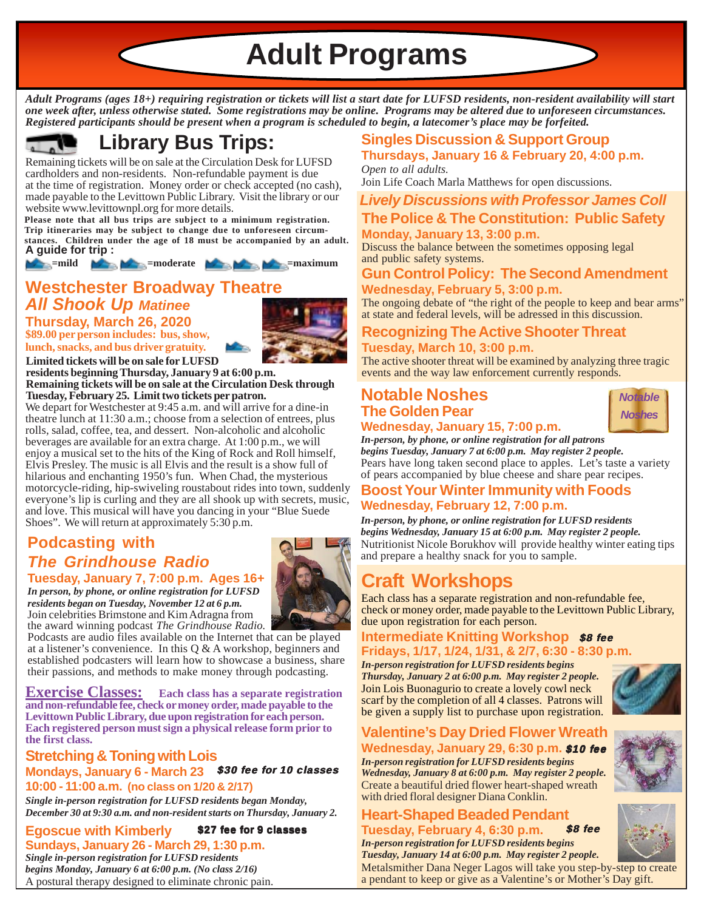# Adult Programs

***Adult Programs (ages 18+) requiring registration or tickets will list a start date for LUFSD residents, non-resident availability will start one week after, unless otherwise stated. Some registrations may be online. Programs may be altered due to unforeseen circumstances. Registered participants should be present when a program is scheduled to begin, a latecomer's place may be forfeited.***

## Library Bus Trips:

Remaining tickets will be on sale at the Circulation Desk for LUFSD cardholders and non-residents. Non-refundable payment is due at the time of registration. Money order or check accepted (no cash), made payable to the Levittown Public Library. Visit the library or our website www.levittownpl.org for more details.

**Please note that all bus trips are subject to a minimum registration. Trip itineraries may be subject to change due to unforeseen circumstances. Children under the age of 18 must be accompanied by an adult.**

**A guide for trip :**

=mild =moderate =maximum

## Westchester Broadway Theatre

### *All Shook Up Matinee*

**Thursday, March 26, 2020**

**$89.00 per person includes: bus, show, lunch, snacks, and bus driver gratuity.**

**Limited tickets will be on sale for LUFSD residents beginning Thursday, January 9 at 6:00 p.m. Remaining tickets will be on sale at the Circulation Desk through Tuesday, February 25. Limit two tickets per patron.**

We depart for Westchester at 9:45 a.m. and will arrive for a dine-in theatre lunch at 11:30 a.m.; choose from a selection of entrees, plus rolls, salad, coffee, tea, and dessert. Non-alcoholic and alcoholic beverages are available for an extra charge. At 1:00 p.m., we will enjoy a musical set to the hits of the King of Rock and Roll himself, Elvis Presley. The music is all Elvis and the result is a show full of hilarious and enchanting 1950's fun. When Chad, the mysterious motorcycle-riding, hip-swiveling roustabout rides into town, suddenly everyone's lip is curling and they are all shook up with secrets, music, and love. This musical will have you dancing in your "Blue Suede Shoes". We will return at approximately 5:30 p.m.

## Podcasting with *The Grindhouse Radio*

**Tuesday, January 7, 7:00 p.m. Ages 16+**

***In person, by phone, or online registration for LUFSD residents began on Tuesday, November 12 at 6 p.m.***

Join celebrities Brimstone and Kim Adragna from the award winning podcast *The Grindhouse Radio.* Podcasts are audio files available on the Internet that can be played at a listener's convenience. In this Q & A workshop, beginners and established podcasters will learn how to showcase a business, share their passions, and methods to make money through podcasting.

## Exercise Classes:

**Each class has a separate registration and non-refundable fee, check or money order, made payable to the Levittown Public Library, due upon registration for each person. Each registered person must sign a physical release form prior to the first class.**

### Stretching & Toning with Lois

**Mondays, January 6 - March 23** ***$30 fee for 10 classes***

**10:00 - 11:00 a.m. (no class on 1/20 & 2/17)**

***Single in-person registration for LUFSD residents began Monday, December 30 at 9:30 a.m. and non-resident starts on Thursday, January 2.***

### Egoscue with Kimberly **$27 fee for 9 classes**

**Sundays, January 26 - March 29, 1:30 p.m.**

***Single in-person registration for LUFSD residents begins Monday, January 6 at 6:00 p.m. (No class 2/16)***

A postural therapy designed to eliminate chronic pain.

## Singles Discussion & Support Group

**Thursdays, January 16 & February 20, 4:00 p.m.**

*Open to all adults.*

Join Life Coach Marla Matthews for open discussions.

## *Lively Discussions with Professor James Coll*

### The Police & The Constitution: Public Safety

**Monday, January 13, 3:00 p.m.**

Discuss the balance between the sometimes opposing legal and public safety systems.

### Gun Control Policy: The Second Amendment

**Wednesday, February 5, 3:00 p.m.**

The ongoing debate of "the right of the people to keep and bear arms" at state and federal levels, will be adressed in this discussion.

### Recognizing The Active Shooter Threat

**Tuesday, March 10, 3:00 p.m.**

The active shooter threat will be examined by analyzing three tragic events and the way law enforcement currently responds.

## Notable Noshes

### The Golden Pear

**Wednesday, January 15, 7:00 p.m.**

***In-person, by phone, or online registration for all patrons begins Tuesday, January 7 at 6:00 p.m. May register 2 people.***

Pears have long taken second place to apples. Let's taste a variety of pears accompanied by blue cheese and share pear recipes.

### Boost Your Winter Immunity with Foods

**Wednesday, February 12, 7:00 p.m.**

***In-person, by phone, or online registration for LUFSD residents begins Wednesday, January 15 at 6:00 p.m. May register 2 people.***

Nutritionist Nicole Borukhov will provide healthy winter eating tips and prepare a healthy snack for you to sample.

## Craft Workshops

Each class has a separate registration and non-refundable fee, check or money order, made payable to the Levittown Public Library, due upon registration for each person.

### Intermediate Knitting Workshop ***$8 fee***

**Fridays, 1/17, 1/24, 1/31, & 2/7, 6:30 - 8:30 p.m.**

***In-person registration for LUFSD residents begins Thursday, January 2 at 6:00 p.m. May register 2 people.***

Join Lois Buonagurio to create a lovely cowl neck scarf by the completion of all 4 classes. Patrons will be given a supply list to purchase upon registration.

### Valentine's Day Dried Flower Wreath

**Wednesday, January 29, 6:30 p.m.** ***$10 fee***

***In-person registration for LUFSD residents begins Wednesday, January 8 at 6:00 p.m. May register 2 people.***

Create a beautiful dried flower heart-shaped wreath with dried floral designer Diana Conklin.

### Heart-Shaped Beaded Pendant

**Tuesday, February 4, 6:30 p.m.** ***$8 fee***

***In-person registration for LUFSD residents begins Tuesday, January 14 at 6:00 p.m. May register 2 people.***

Metalsmither Dana Neger Lagos will take you step-by-step to create a pendant to keep or give as a Valentine's or Mother's Day gift.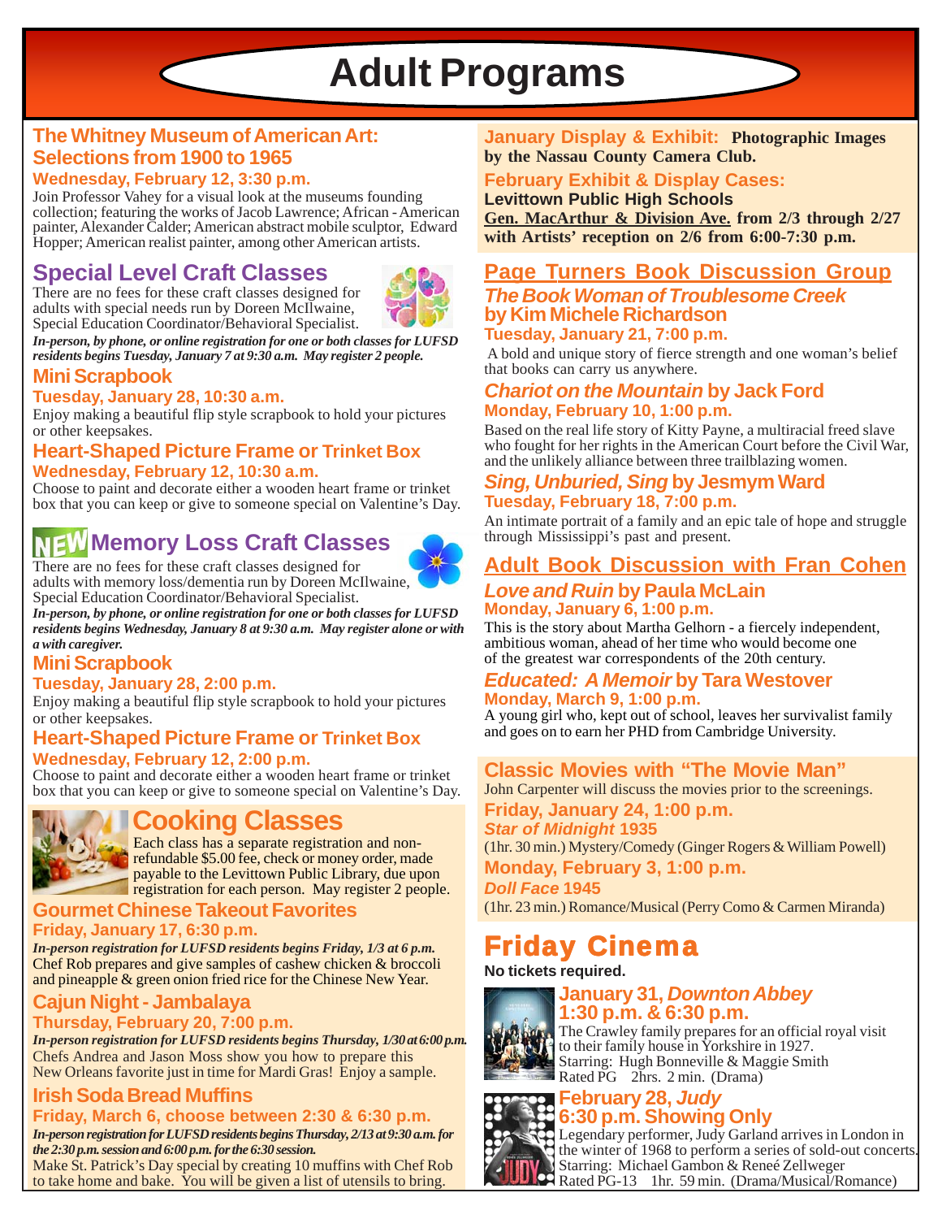# Adult Programs

## The Whitney Museum of American Art: Selections from 1900 to 1965

**Wednesday, February 12, 3:30 p.m.**

Join Professor Vahey for a visual look at the museums founding collection; featuring the works of Jacob Lawrence; African - American painter, Alexander Calder; American abstract mobile sculptor, Edward Hopper; American realist painter, among other American artists.

## Special Level Craft Classes

There are no fees for these craft classes designed for adults with special needs run by Doreen McIlwaine, Special Education Coordinator/Behavioral Specialist.

***In-person, by phone, or online registration for one or both classes for LUFSD residents begins Tuesday, January 7 at 9:30 a.m. May register 2 people.***

### Mini Scrapbook

**Tuesday, January 28, 10:30 a.m.**

Enjoy making a beautiful flip style scrapbook to hold your pictures or other keepsakes.

### Heart-Shaped Picture Frame or Trinket Box

**Wednesday, February 12, 10:30 a.m.**

Choose to paint and decorate either a wooden heart frame or trinket box that you can keep or give to someone special on Valentine's Day.

## NEW Memory Loss Craft Classes

There are no fees for these craft classes designed for adults with memory loss/dementia run by Doreen McIlwaine, Special Education Coordinator/Behavioral Specialist.

***In-person, by phone, or online registration for one or both classes for LUFSD residents begins Wednesday, January 8 at 9:30 a.m. May register alone or with a with caregiver.***

### Mini Scrapbook

**Tuesday, January 28, 2:00 p.m.**

Enjoy making a beautiful flip style scrapbook to hold your pictures or other keepsakes.

### Heart-Shaped Picture Frame or Trinket Box

**Wednesday, February 12, 2:00 p.m.**

Choose to paint and decorate either a wooden heart frame or trinket box that you can keep or give to someone special on Valentine's Day.

## Cooking Classes

Each class has a separate registration and non-refundable $5.00 fee, check or money order, made payable to the Levittown Public Library, due upon registration for each person. May register 2 people.

### Gourmet Chinese Takeout Favorites

**Friday, January 17, 6:30 p.m.**

***In-person registration for LUFSD residents begins Friday, 1/3 at 6 p.m.***

Chef Rob prepares and give samples of cashew chicken & broccoli and pineapple & green onion fried rice for the Chinese New Year.

### Cajun Night - Jambalaya

**Thursday, February 20, 7:00 p.m.**

***In-person registration for LUFSD residents begins Thursday, 1/30 at 6:00 p.m.***

Chefs Andrea and Jason Moss show you how to prepare this New Orleans favorite just in time for Mardi Gras! Enjoy a sample.

### Irish Soda Bread Muffins

**Friday, March 6, choose between 2:30 & 6:30 p.m.**

***In-person registration for LUFSD residents begins Thursday, 2/13 at 9:30 a.m. for the 2:30 p.m. session and 6:00 p.m. for the 6:30 session.***

Make St. Patrick's Day special by creating 10 muffins with Chef Rob to take home and bake. You will be given a list of utensils to bring.

---

**January Display & Exhibit: Photographic Images by the Nassau County Camera Club.**

**February Exhibit & Display Cases:**
**Levittown Public High Schools**
**Gen. MacArthur & Division Ave. from 2/3 through 2/27 with Artists' reception on 2/6 from 6:00-7:30 p.m.**

## Page Turners Book Discussion Group

### *The Book Woman of Troublesome Creek* by Kim Michele Richardson

**Tuesday, January 21, 7:00 p.m.**

A bold and unique story of fierce strength and one woman's belief that books can carry us anywhere.

### *Chariot on the Mountain* by Jack Ford

**Monday, February 10, 1:00 p.m.**

Based on the real life story of Kitty Payne, a multiracial freed slave who fought for her rights in the American Court before the Civil War, and the unlikely alliance between three trailblazing women.

### *Sing, Unburied, Sing* by Jesmym Ward

**Tuesday, February 18, 7:00 p.m.**

An intimate portrait of a family and an epic tale of hope and struggle through Mississippi's past and present.

## Adult Book Discussion with Fran Cohen

### *Love and Ruin* by Paula McLain

**Monday, January 6, 1:00 p.m.**

This is the story about Martha Gelhorn - a fiercely independent, ambitious woman, ahead of her time who would become one of the greatest war correspondents of the 20th century.

### *Educated: A Memoir* by Tara Westover

**Monday, March 9, 1:00 p.m.**

A young girl who, kept out of school, leaves her survivalist family and goes on to earn her PHD from Cambridge University.

## Classic Movies with "The Movie Man"

John Carpenter will discuss the movies prior to the screenings.

**Friday, January 24, 1:00 p.m.**
***Star of Midnight* 1935**
(1hr. 30 min.) Mystery/Comedy (Ginger Rogers & William Powell)

**Monday, February 3, 1:00 p.m.**
***Doll Face* 1945**
(1hr. 23 min.) Romance/Musical (Perry Como & Carmen Miranda)

## Friday Cinema

**No tickets required.**

### January 31, *Downton Abbey* 1:30 p.m. & 6:30 p.m.

The Crawley family prepares for an official royal visit to their family house in Yorkshire in 1927.
Starring: Hugh Bonneville & Maggie Smith
Rated PG 2hrs. 2 min. (Drama)

### February 28, *Judy* 6:30 p.m. Showing Only

Legendary performer, Judy Garland arrives in London in the winter of 1968 to perform a series of sold-out concerts.
Starring: Michael Gambon & Reneé Zellweger
Rated PG-13 1hr. 59 min. (Drama/Musical/Romance)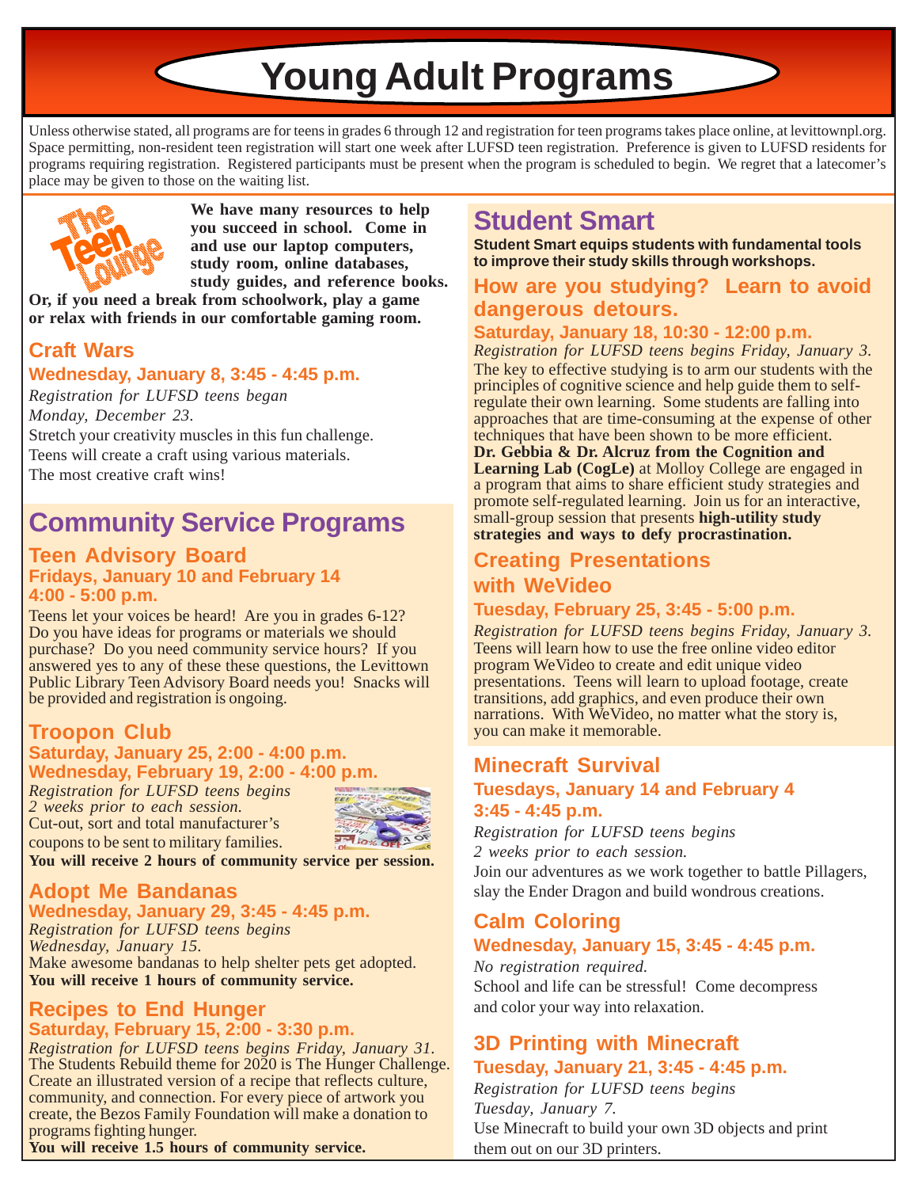# Young Adult Programs

Unless otherwise stated, all programs are for teens in grades 6 through 12 and registration for teen programs takes place online, at levittownpl.org. Space permitting, non-resident teen registration will start one week after LUFSD teen registration. Preference is given to LUFSD residents for programs requiring registration. Registered participants must be present when the program is scheduled to begin. We regret that a latecomer's place may be given to those on the waiting list.

The Teen Lounge

**We have many resources to help you succeed in school. Come in and use our laptop computers, study room, online databases, study guides, and reference books. Or, if you need a break from schoolwork, play a game or relax with friends in our comfortable gaming room.**

### Craft Wars

**Wednesday, January 8, 3:45 - 4:45 p.m.**

*Registration for LUFSD teens began Monday, December 23.*

Stretch your creativity muscles in this fun challenge. Teens will create a craft using various materials. The most creative craft wins!

## Community Service Programs

### Teen Advisory Board

**Fridays, January 10 and February 14**
**4:00 - 5:00 p.m.**

Teens let your voices be heard! Are you in grades 6-12? Do you have ideas for programs or materials we should purchase? Do you need community service hours? If you answered yes to any of these these questions, the Levittown Public Library Teen Advisory Board needs you! Snacks will be provided and registration is ongoing.

### Troopon Club

**Saturday, January 25, 2:00 - 4:00 p.m.**
**Wednesday, February 19, 2:00 - 4:00 p.m.**

*Registration for LUFSD teens begins 2 weeks prior to each session.*

Cut-out, sort and total manufacturer's coupons to be sent to military families.

**You will receive 2 hours of community service per session.**

### Adopt Me Bandanas

**Wednesday, January 29, 3:45 - 4:45 p.m.**

*Registration for LUFSD teens begins Wednesday, January 15.*

Make awesome bandanas to help shelter pets get adopted.

**You will receive 1 hours of community service.**

### Recipes to End Hunger

**Saturday, February 15, 2:00 - 3:30 p.m.**

*Registration for LUFSD teens begins Friday, January 31.*

The Students Rebuild theme for 2020 is The Hunger Challenge. Create an illustrated version of a recipe that reflects culture, community, and connection. For every piece of artwork you create, the Bezos Family Foundation will make a donation to programs fighting hunger.

**You will receive 1.5 hours of community service.**

## Student Smart

**Student Smart equips students with fundamental tools to improve their study skills through workshops.**

### How are you studying? Learn to avoid dangerous detours.

**Saturday, January 18, 10:30 - 12:00 p.m.**

*Registration for LUFSD teens begins Friday, January 3.*

The key to effective studying is to arm our students with the principles of cognitive science and help guide them to self-regulate their own learning. Some students are falling into approaches that are time-consuming at the expense of other techniques that have been shown to be more efficient. **Dr. Gebbia & Dr. Alcruz from the Cognition and Learning Lab (CogLe)** at Molloy College are engaged in a program that aims to share efficient study strategies and promote self-regulated learning. Join us for an interactive, small-group session that presents **high-utility study strategies and ways to defy procrastination.**

### Creating Presentations with WeVideo

**Tuesday, February 25, 3:45 - 5:00 p.m.**

*Registration for LUFSD teens begins Friday, January 3.*

Teens will learn how to use the free online video editor program WeVideo to create and edit unique video presentations. Teens will learn to upload footage, create transitions, add graphics, and even produce their own narrations. With WeVideo, no matter what the story is, you can make it memorable.

### Minecraft Survival

**Tuesdays, January 14 and February 4**
**3:45 - 4:45 p.m.**

*Registration for LUFSD teens begins 2 weeks prior to each session.*

Join our adventures as we work together to battle Pillagers, slay the Ender Dragon and build wondrous creations.

### Calm Coloring

**Wednesday, January 15, 3:45 - 4:45 p.m.**

*No registration required.*

School and life can be stressful! Come decompress and color your way into relaxation.

### 3D Printing with Minecraft

**Tuesday, January 21, 3:45 - 4:45 p.m.**

*Registration for LUFSD teens begins Tuesday, January 7.*

Use Minecraft to build your own 3D objects and print them out on our 3D printers.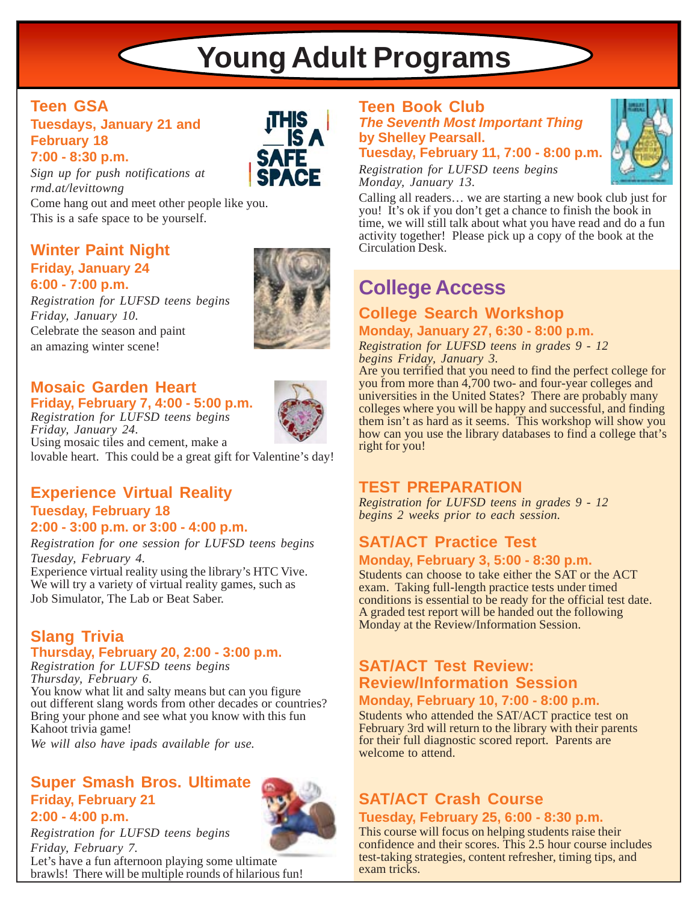# Young Adult Programs

## Teen GSA

**Tuesdays, January 21 and February 18**
**7:00 - 8:30 p.m.**

*Sign up for push notifications at rmd.at/levittowng*

Come hang out and meet other people like you. This is a safe space to be yourself.

## Winter Paint Night

**Friday, January 24**
**6:00 - 7:00 p.m.**

*Registration for LUFSD teens begins Friday, January 10.*

Celebrate the season and paint an amazing winter scene!

## Mosaic Garden Heart

**Friday, February 7, 4:00 - 5:00 p.m.**

*Registration for LUFSD teens begins Friday, January 24.*

Using mosaic tiles and cement, make a lovable heart. This could be a great gift for Valentine's day!

## Experience Virtual Reality

**Tuesday, February 18**
**2:00 - 3:00 p.m. or 3:00 - 4:00 p.m.**

*Registration for one session for LUFSD teens begins Tuesday, February 4.*

Experience virtual reality using the library's HTC Vive. We will try a variety of virtual reality games, such as Job Simulator, The Lab or Beat Saber.

## Slang Trivia

**Thursday, February 20, 2:00 - 3:00 p.m.**

*Registration for LUFSD teens begins Thursday, February 6.*

You know what lit and salty means but can you figure out different slang words from other decades or countries? Bring your phone and see what you know with this fun Kahoot trivia game!

*We will also have ipads available for use.*

## Super Smash Bros. Ultimate

**Friday, February 21**
**2:00 - 4:00 p.m.**

*Registration for LUFSD teens begins Friday, February 7.*

Let's have a fun afternoon playing some ultimate brawls! There will be multiple rounds of hilarious fun!

## Teen Book Club

***The Seventh Most Important Thing* by Shelley Pearsall.**
**Tuesday, February 11, 7:00 - 8:00 p.m.**

*Registration for LUFSD teens begins Monday, January 13.*

Calling all readers… we are starting a new book club just for you! It's ok if you don't get a chance to finish the book in time, we will still talk about what you have read and do a fun activity together! Please pick up a copy of the book at the Circulation Desk.

# College Access

## College Search Workshop

**Monday, January 27, 6:30 - 8:00 p.m.**

*Registration for LUFSD teens in grades 9 - 12 begins Friday, January 3.*

Are you terrified that you need to find the perfect college for you from more than 4,700 two- and four-year colleges and universities in the United States? There are probably many colleges where you will be happy and successful, and finding them isn't as hard as it seems. This workshop will show you how can you use the library databases to find a college that's right for you!

## TEST PREPARATION

*Registration for LUFSD teens in grades 9 - 12 begins 2 weeks prior to each session.*

## SAT/ACT Practice Test

**Monday, February 3, 5:00 - 8:30 p.m.**

Students can choose to take either the SAT or the ACT exam. Taking full-length practice tests under timed conditions is essential to be ready for the official test date. A graded test report will be handed out the following Monday at the Review/Information Session.

## SAT/ACT Test Review: Review/Information Session

**Monday, February 10, 7:00 - 8:00 p.m.**

Students who attended the SAT/ACT practice test on February 3rd will return to the library with their parents for their full diagnostic scored report. Parents are welcome to attend.

## SAT/ACT Crash Course

**Tuesday, February 25, 6:00 - 8:30 p.m.**

This course will focus on helping students raise their confidence and their scores. This 2.5 hour course includes test-taking strategies, content refresher, timing tips, and exam tricks.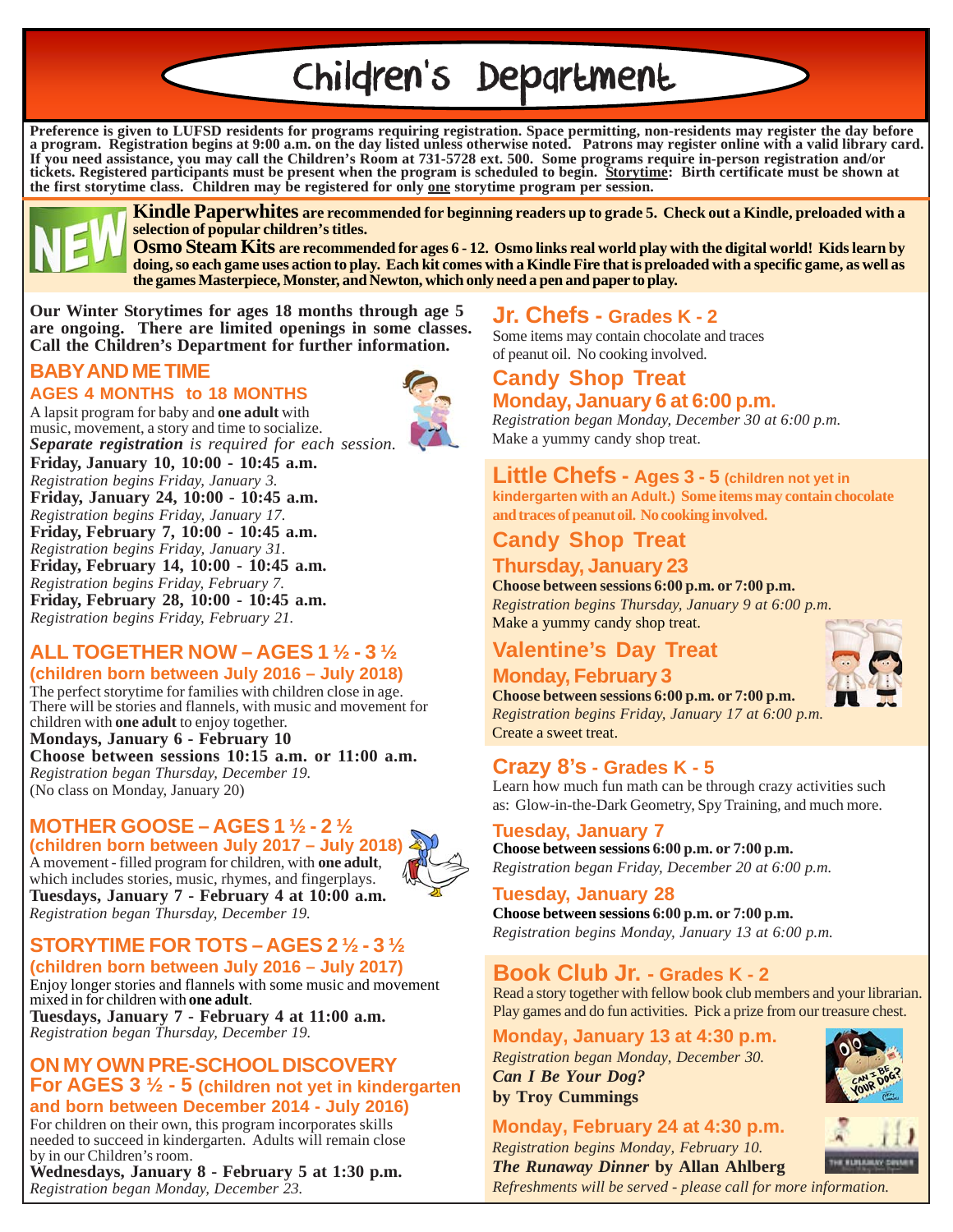# Children's Department

**Preference is given to LUFSD residents for programs requiring registration. Space permitting, non-residents may register the day before a program. Registration begins at 9:00 a.m. on the day listed unless otherwise noted. Patrons may register online with a valid library card. If you need assistance, you may call the Children's Room at 731-5728 ext. 500. Some programs require in-person registration and/or tickets. Registered participants must be present when the program is scheduled to begin. Storytime: Birth certificate must be shown at the first storytime class. Children may be registered for only one storytime program per session.**

NEW

**Kindle Paperwhites are recommended for beginning readers up to grade 5. Check out a Kindle, preloaded with a selection of popular children's titles.**

**Osmo Steam Kits are recommended for ages 6 - 12. Osmo links real world play with the digital world! Kids learn by doing, so each game uses action to play. Each kit comes with a Kindle Fire that is preloaded with a specific game, as well as the games Masterpiece, Monster, and Newton, which only need a pen and paper to play.**

**Our Winter Storytimes for ages 18 months through age 5 are ongoing. There are limited openings in some classes. Call the Children's Department for further information.**

## BABY AND ME TIME
### AGES 4 MONTHS to 18 MONTHS

A lapsit program for baby and **one adult** with music, movement, a story and time to socialize.
***Separate registration*** *is required for each session.*

**Friday, January 10, 10:00 - 10:45 a.m.**
*Registration begins Friday, January 3.*
**Friday, January 24, 10:00 - 10:45 a.m.**
*Registration begins Friday, January 17.*
**Friday, February 7, 10:00 - 10:45 a.m.**
*Registration begins Friday, January 31.*
**Friday, February 14, 10:00 - 10:45 a.m.**
*Registration begins Friday, February 7.*
**Friday, February 28, 10:00 - 10:45 a.m.**
*Registration begins Friday, February 21.*

## ALL TOGETHER NOW – AGES 1 ½ - 3 ½
### (children born between July 2016 – July 2018)

The perfect storytime for families with children close in age. There will be stories and flannels, with music and movement for children with **one adult** to enjoy together.
**Mondays, January 6 - February 10**
**Choose between sessions 10:15 a.m. or 11:00 a.m.**
*Registration began Thursday, December 19.*
(No class on Monday, January 20)

## MOTHER GOOSE – AGES 1 ½ - 2 ½
### (children born between July 2017 – July 2018)

A movement - filled program for children, with **one adult**, which includes stories, music, rhymes, and fingerplays.
**Tuesdays, January 7 - February 4 at 10:00 a.m.**
*Registration began Thursday, December 19.*

## STORYTIME FOR TOTS – AGES 2 ½ - 3 ½
### (children born between July 2016 – July 2017)

Enjoy longer stories and flannels with some music and movement mixed in for children with **one adult**.
**Tuesdays, January 7 - February 4 at 11:00 a.m.**
*Registration began Thursday, December 19.*

## ON MY OWN PRE-SCHOOL DISCOVERY
### For AGES 3 ½ - 5 (children not yet in kindergarten and born between December 2014 - July 2016)

For children on their own, this program incorporates skills needed to succeed in kindergarten. Adults will remain close by in our Children's room.
**Wednesdays, January 8 - February 5 at 1:30 p.m.**
*Registration began Monday, December 23.*

## Jr. Chefs - Grades K - 2

Some items may contain chocolate and traces of peanut oil. No cooking involved.

### Candy Shop Treat
### Monday, January 6 at 6:00 p.m.

*Registration began Monday, December 30 at 6:00 p.m.*
Make a yummy candy shop treat.

## Little Chefs - Ages 3 - 5 (children not yet in kindergarten with an Adult.) Some items may contain chocolate and traces of peanut oil. No cooking involved.

### Candy Shop Treat
### Thursday, January 23

**Choose between sessions 6:00 p.m. or 7:00 p.m.**
*Registration begins Thursday, January 9 at 6:00 p.m.*
Make a yummy candy shop treat.

### Valentine's Day Treat
### Monday, February 3

**Choose between sessions 6:00 p.m. or 7:00 p.m.**
*Registration begins Friday, January 17 at 6:00 p.m.*
Create a sweet treat.

## Crazy 8's - Grades K - 5

Learn how much fun math can be through crazy activities such as: Glow-in-the-Dark Geometry, Spy Training, and much more.

### Tuesday, January 7

**Choose between sessions 6:00 p.m. or 7:00 p.m.**
*Registration began Friday, December 20 at 6:00 p.m.*

### Tuesday, January 28

**Choose between sessions 6:00 p.m. or 7:00 p.m.**
*Registration begins Monday, January 13 at 6:00 p.m.*

## Book Club Jr. - Grades K - 2

Read a story together with fellow book club members and your librarian. Play games and do fun activities. Pick a prize from our treasure chest.

### Monday, January 13 at 4:30 p.m.

*Registration began Monday, December 30.*
***Can I Be Your Dog?***
**by Troy Cummings**

### Monday, February 24 at 4:30 p.m.

*Registration begins Monday, February 10.*
***The Runaway Dinner*** **by Allan Ahlberg**
*Refreshments will be served - please call for more information.*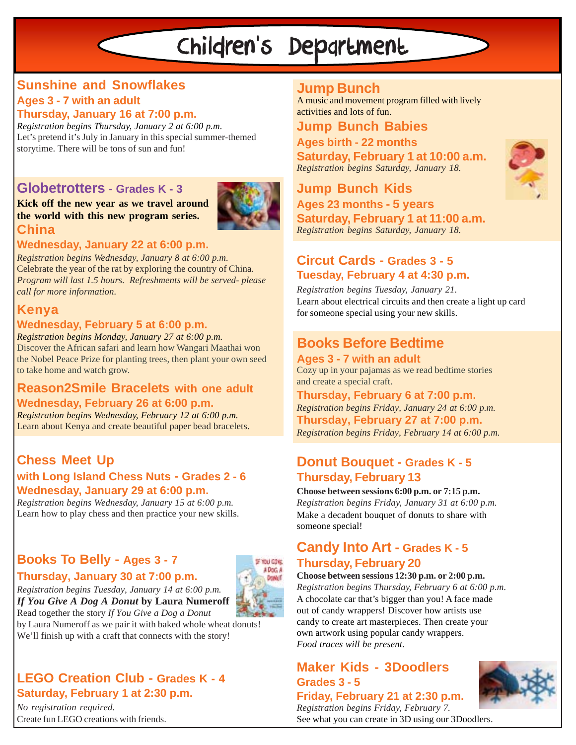# Children's Department

## Sunshine and Snowflakes

**Ages 3 - 7 with an adult**

**Thursday, January 16 at 7:00 p.m.**

*Registration begins Thursday, January 2 at 6:00 p.m.*
Let's pretend it's July in January in this special summer-themed storytime. There will be tons of sun and fun!

## Globetrotters - Grades K - 3

**Kick off the new year as we travel around the world with this new program series.**

### China

**Wednesday, January 22 at 6:00 p.m.**

*Registration begins Wednesday, January 8 at 6:00 p.m.*
Celebrate the year of the rat by exploring the country of China. *Program will last 1.5 hours. Refreshments will be served- please call for more information.*

### Kenya

**Wednesday, February 5 at 6:00 p.m.**

*Registration begins Monday, January 27 at 6:00 p.m.*
Discover the African safari and learn how Wangari Maathai won the Nobel Peace Prize for planting trees, then plant your own seed to take home and watch grow.

### Reason2Smile Bracelets with one adult

**Wednesday, February 26 at 6:00 p.m.**

*Registration begins Wednesday, February 12 at 6:00 p.m.*
Learn about Kenya and create beautiful paper bead bracelets.

## Chess Meet Up

**with Long Island Chess Nuts - Grades 2 - 6**

**Wednesday, January 29 at 6:00 p.m.**

*Registration begins Wednesday, January 15 at 6:00 p.m.*
Learn how to play chess and then practice your new skills.

## Books To Belly - Ages 3 - 7

**Thursday, January 30 at 7:00 p.m.**

*Registration begins Tuesday, January 14 at 6:00 p.m.*
***If You Give A Dog A Donut* by Laura Numeroff**
Read together the story *If You Give a Dog a Donut* by Laura Numeroff as we pair it with baked whole wheat donuts! We'll finish up with a craft that connects with the story!

## LEGO Creation Club - Grades K - 4

**Saturday, February 1 at 2:30 p.m.**

*No registration required.*
Create fun LEGO creations with friends.

## Jump Bunch

A music and movement program filled with lively activities and lots of fun.

### Jump Bunch Babies

**Ages birth - 22 months**

**Saturday, February 1 at 10:00 a.m.**

*Registration begins Saturday, January 18.*

### Jump Bunch Kids

**Ages 23 months - 5 years**

**Saturday, February 1 at 11:00 a.m.**

*Registration begins Saturday, January 18.*

## Circut Cards - Grades 3 - 5

**Tuesday, February 4 at 4:30 p.m.**

*Registration begins Tuesday, January 21.*
Learn about electrical circuits and then create a light up card for someone special using your new skills.

## Books Before Bedtime

**Ages 3 - 7 with an adult**

Cozy up in your pajamas as we read bedtime stories and create a special craft.

**Thursday, February 6 at 7:00 p.m.**

*Registration begins Friday, January 24 at 6:00 p.m.*

**Thursday, February 27 at 7:00 p.m.**

*Registration begins Friday, February 14 at 6:00 p.m.*

## Donut Bouquet - Grades K - 5

**Thursday, February 13**

**Choose between sessions 6:00 p.m. or 7:15 p.m.**
*Registration begins Friday, January 31 at 6:00 p.m.*
Make a decadent bouquet of donuts to share with someone special!

## Candy Into Art - Grades K - 5

**Thursday, February 20**

**Choose between sessions 12:30 p.m. or 2:00 p.m.**
*Registration begins Thursday, February 6 at 6:00 p.m.*
A chocolate car that's bigger than you! A face made out of candy wrappers! Discover how artists use candy to create art masterpieces. Then create your own artwork using popular candy wrappers.
*Food traces will be present.*

## Maker Kids - 3Doodlers

**Grades 3 - 5**

**Friday, February 21 at 2:30 p.m.**

*Registration begins Friday, February 7.*
See what you can create in 3D using our 3Doodlers.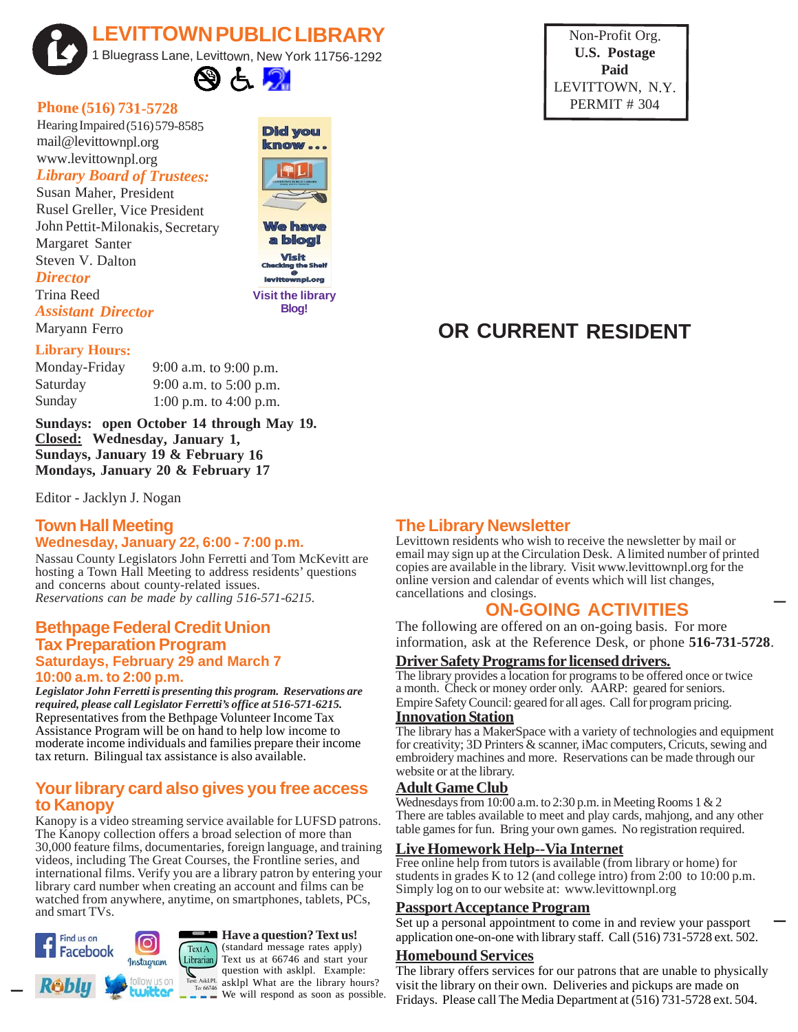# LEVITTOWN PUBLIC LIBRARY

1 Bluegrass Lane, Levittown, New York 11756-1292

Non-Profit Org.
**U.S. Postage**
**Paid**
LEVITTOWN, N.Y.
PERMIT # 304

**Phone (516) 731-5728**
Hearing Impaired (516) 579-8585
mail@levittownpl.org
www.levittownpl.org

***Library Board of Trustees:***
Susan Maher, President
Rusel Greller, Vice President
John Pettit-Milonakis, Secretary
Margaret Santer
Steven V. Dalton

***Director***
Trina Reed

***Assistant Director***
Maryann Ferro

Did you know . . .
We have a blog!
Visit Checking the Shelf @ levittownpl.org

Visit the library Blog!

**Library Hours:**

| | |
|---|---|
| Monday-Friday | 9:00 a.m. to 9:00 p.m. |
| Saturday | 9:00 a.m. to 5:00 p.m. |
| Sunday | 1:00 p.m. to 4:00 p.m. |

**Sundays: open October 14 through May 19.**
**Closed: Wednesday, January 1,**
**Sundays, January 19 & February 16**
**Mondays, January 20 & February 17**

Editor - Jacklyn J. Nogan

**OR CURRENT RESIDENT**

## Town Hall Meeting

### Wednesday, January 22, 6:00 - 7:00 p.m.

Nassau County Legislators John Ferretti and Tom McKevitt are hosting a Town Hall Meeting to address residents' questions and concerns about county-related issues.
*Reservations can be made by calling 516-571-6215.*

## Bethpage Federal Credit Union Tax Preparation Program

### Saturdays, February 29 and March 7 10:00 a.m. to 2:00 p.m.

***Legislator John Ferretti is presenting this program. Reservations are required, please call Legislator Ferretti's office at 516-571-6215.***
Representatives from the Bethpage Volunteer Income Tax Assistance Program will be on hand to help low income to moderate income individuals and families prepare their income tax return. Bilingual tax assistance is also available.

## Your library card also gives you free access to Kanopy

Kanopy is a video streaming service available for LUFSD patrons. The Kanopy collection offers a broad selection of more than 30,000 feature films, documentaries, foreign language, and training videos, including The Great Courses, the Frontline series, and international films. Verify you are a library patron by entering your library card number when creating an account and films can be watched from anywhere, anytime, on smartphones, tablets, PCs, and smart TVs.

Find us on Facebook | Instagram | Robly | follow us on twitter

**Have a question? Text us!**
(standard message rates apply)
Text us at 66746 and start your question with asklpl. Example: asklpl What are the library hours? We will respond as soon as possible.

## The Library Newsletter

Levittown residents who wish to receive the newsletter by mail or email may sign up at the Circulation Desk. A limited number of printed copies are available in the library. Visit www.levittownpl.org for the online version and calendar of events which will list changes, cancellations and closings.

## ON-GOING ACTIVITIES

The following are offered on an on-going basis. For more information, ask at the Reference Desk, or phone **516-731-5728**.

### Driver Safety Programs for licensed drivers.

The library provides a location for programs to be offered once or twice a month. Check or money order only. AARP: geared for seniors. Empire Safety Council: geared for all ages. Call for program pricing.

### Innovation Station

The library has a MakerSpace with a variety of technologies and equipment for creativity; 3D Printers & scanner, iMac computers, Cricuts, sewing and embroidery machines and more. Reservations can be made through our website or at the library.

### Adult Game Club

Wednesdays from 10:00 a.m. to 2:30 p.m. in Meeting Rooms 1 & 2
There are tables available to meet and play cards, mahjong, and any other table games for fun. Bring your own games. No registration required.

### Live Homework Help--Via Internet

Free online help from tutors is available (from library or home) for students in grades K to 12 (and college intro) from 2:00 to 10:00 p.m. Simply log on to our website at: www.levittownpl.org

### Passport Acceptance Program

Set up a personal appointment to come in and review your passport application one-on-one with library staff. Call (516) 731-5728 ext. 502.

### Homebound Services

The library offers services for our patrons that are unable to physically visit the library on their own. Deliveries and pickups are made on Fridays. Please call The Media Department at (516) 731-5728 ext. 504.